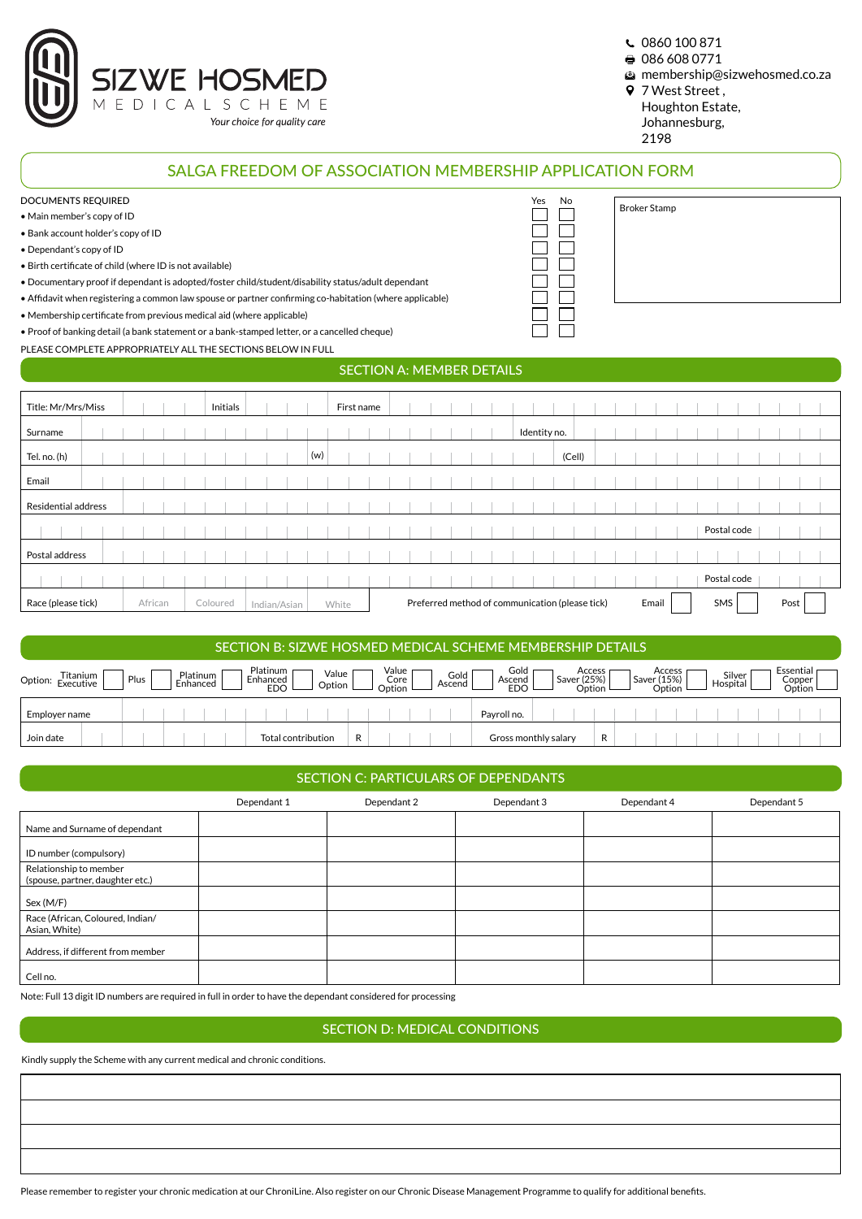SIZWE HOSMED
MEDICAL SCHEME
*Your choice for quality care*

0860 100 871
086 608 0771
membership@sizwehosmed.co.za
7 West Street, Houghton Estate, Johannesburg, 2198

# SALGA FREEDOM OF ASSOCIATION MEMBERSHIP APPLICATION FORM

| DOCUMENTS REQUIRED | Yes | No |
|---|---|---|
| • Main member's copy of ID | ☐ | ☐ |
| • Bank account holder's copy of ID | ☐ | ☐ |
| • Dependant's copy of ID | ☐ | ☐ |
| • Birth certificate of child (where ID is not available) | ☐ | ☐ |
| • Documentary proof if dependant is adopted/foster child/student/disability status/adult dependant | ☐ | ☐ |
| • Affidavit when registering a common law spouse or partner confirming co-habitation (where applicable) | ☐ | ☐ |
| • Membership certificate from previous medical aid (where applicable) | ☐ | ☐ |
| • Proof of banking detail (a bank statement or a bank-stamped letter, or a cancelled cheque) | ☐ | ☐ |

Broker Stamp

PLEASE COMPLETE APPROPRIATELY ALL THE SECTIONS BELOW IN FULL

## SECTION A: MEMBER DETAILS

| | | | | | |
|---|---|---|---|---|---|
| Title: Mr/Mrs/Miss | | Initials | | First name | |
| Surname | | | | Identity no. | |
| Tel. no. (h) | | (w) | | (Cell) | |
| Email | | | | | |
| Residential address | | | | | |
| | | | | Postal code | |
| Postal address | | | | | |
| | | | | Postal code | |

Race (please tick): African ☐ Coloured ☐ Indian/Asian ☐ White ☐

Preferred method of communication (please tick): Email ☐ SMS ☐ Post ☐

## SECTION B: SIZWE HOSMED MEDICAL SCHEME MEMBERSHIP DETAILS

Option: Titanium Executive ☐ Plus ☐ Platinum Enhanced ☐ Platinum Enhanced EDO ☐ Value Option ☐ Value Core Option ☐ Gold Ascend ☐ Gold Ascend EDO ☐ Access Saver (25%) Option ☐ Access Saver (15%) Option ☐ Silver Hospital ☐ Essential Copper Option ☐

| | | | |
|---|---|---|---|
| Employer name | | Payroll no. | |
| Join date | Total contribution R | Gross monthly salary | R |

## SECTION C: PARTICULARS OF DEPENDANTS

| | Dependant 1 | Dependant 2 | Dependant 3 | Dependant 4 | Dependant 5 |
|---|---|---|---|---|---|
| Name and Surname of dependant | | | | | |
| ID number (compulsory) | | | | | |
| Relationship to member (spouse, partner, daughter etc.) | | | | | |
| Sex (M/F) | | | | | |
| Race (African, Coloured, Indian/Asian, White) | | | | | |
| Address, if different from member | | | | | |
| Cell no. | | | | | |

Note: Full 13 digit ID numbers are required in full in order to have the dependant considered for processing

## SECTION D: MEDICAL CONDITIONS

Kindly supply the Scheme with any current medical and chronic conditions.

| |
|---|
| |
| |
| |
| |

Please remember to register your chronic medication at our ChroniLine. Also register on our Chronic Disease Management Programme to qualify for additional benefits.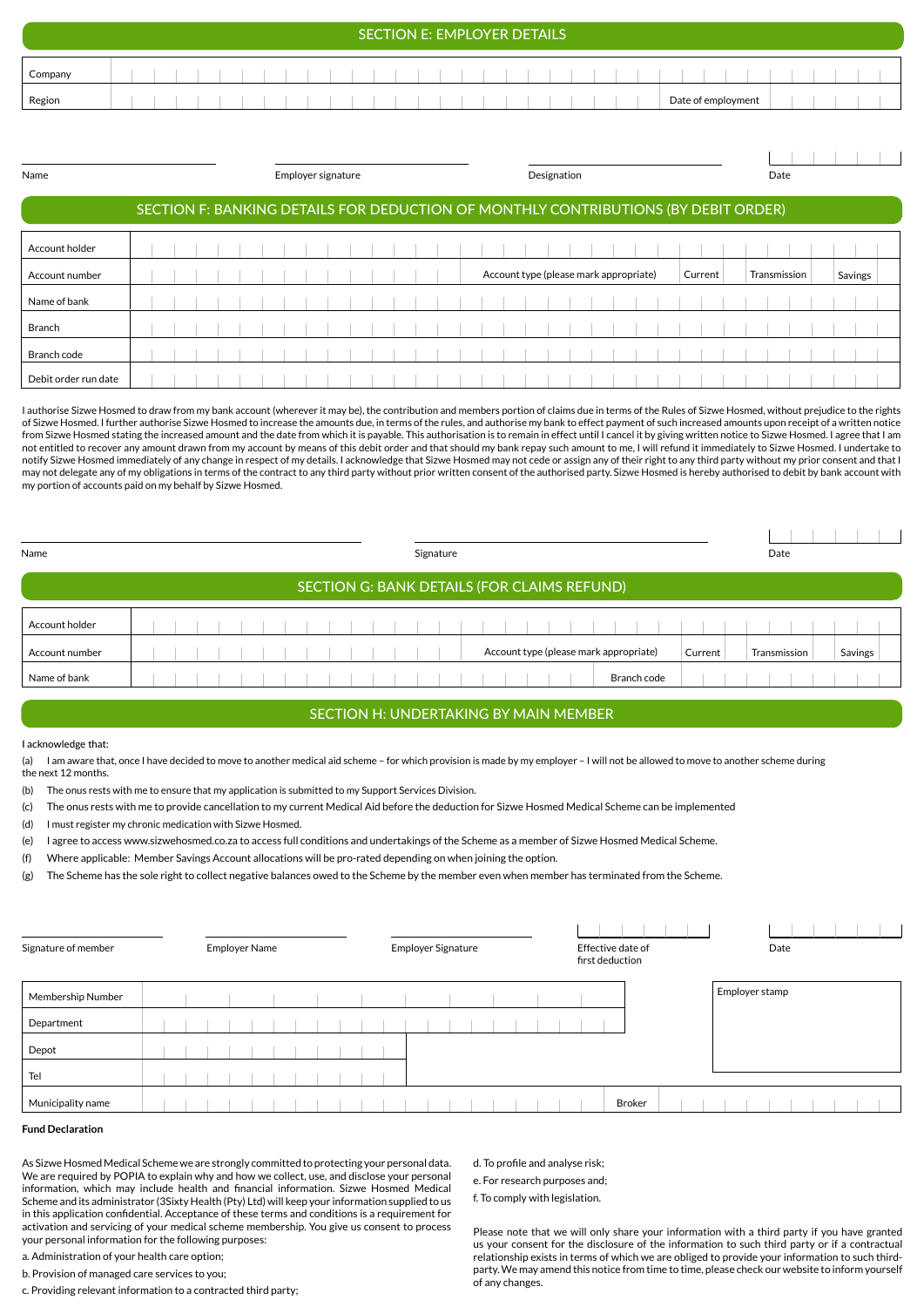## SECTION E: EMPLOYER DETAILS

| | | | |
|---|---|---|---|
| Company | | | |
| Region | | Date of employment | |

Name

Employer signature

Designation

Date

## SECTION F: BANKING DETAILS FOR DEDUCTION OF MONTHLY CONTRIBUTIONS (BY DEBIT ORDER)

| | | | | | |
|---|---|---|---|---|---|
| Account holder | | | | | |
| Account number | | Account type (please mark appropriate) | Current | Transmission | Savings |
| Name of bank | | | | | |
| Branch | | | | | |
| Branch code | | | | | |
| Debit order run date | | | | | |

I authorise Sizwe Hosmed to draw from my bank account (wherever it may be), the contribution and members portion of claims due in terms of the Rules of Sizwe Hosmed, without prejudice to the rights of Sizwe Hosmed. I further authorise Sizwe Hosmed to increase the amounts due, in terms of the rules, and authorise my bank to effect payment of such increased amounts upon receipt of a written notice from Sizwe Hosmed stating the increased amount and the date from which it is payable. This authorisation is to remain in effect until I cancel it by giving written notice to Sizwe Hosmed. I agree that I am not entitled to recover any amount drawn from my account by means of this debit order and that should my bank repay such amount to me, I will refund it immediately to Sizwe Hosmed. I undertake to notify Sizwe Hosmed immediately of any change in respect of my details. I acknowledge that Sizwe Hosmed may not cede or assign any of their right to any third party without my prior consent and that I may not delegate any of my obligations in terms of the contract to any third party without prior written consent of the authorised party. Sizwe Hosmed is hereby authorised to debit by bank account with my portion of accounts paid on my behalf by Sizwe Hosmed.

Name

Signature

Date

## SECTION G: BANK DETAILS (FOR CLAIMS REFUND)

| | | | | | |
|---|---|---|---|---|---|
| Account holder | | | | | |
| Account number | | Account type (please mark appropriate) | Current | Transmission | Savings |
| Name of bank | | Branch code | | | |

## SECTION H: UNDERTAKING BY MAIN MEMBER

I acknowledge that:

(a) I am aware that, once I have decided to move to another medical aid scheme – for which provision is made by my employer – I will not be allowed to move to another scheme during the next 12 months.

(b) The onus rests with me to ensure that my application is submitted to my Support Services Division.

(c) The onus rests with me to provide cancellation to my current Medical Aid before the deduction for Sizwe Hosmed Medical Scheme can be implemented

(d) I must register my chronic medication with Sizwe Hosmed.

(e) I agree to access www.sizwehosmed.co.za to access full conditions and undertakings of the Scheme as a member of Sizwe Hosmed Medical Scheme.

(f) Where applicable: Member Savings Account allocations will be pro-rated depending on when joining the option.

(g) The Scheme has the sole right to collect negative balances owed to the Scheme by the member even when member has terminated from the Scheme.

Signature of member

Employer Name

Employer Signature

Effective date of first deduction

Date

| | | | |
|---|---|---|---|
| Membership Number | | | Employer stamp |
| Department | | | |
| Depot | | | |
| Tel | | | |
| Municipality name | | Broker | |

**Fund Declaration**

As Sizwe Hosmed Medical Scheme we are strongly committed to protecting your personal data. We are required by POPIA to explain why and how we collect, use, and disclose your personal information, which may include health and financial information. Sizwe Hosmed Medical Scheme and its administrator (3Sixty Health (Pty) Ltd) will keep your information supplied to us in this application confidential. Acceptance of these terms and conditions is a requirement for activation and servicing of your medical scheme membership. You give us consent to process your personal information for the following purposes:

a. Administration of your health care option;

b. Provision of managed care services to you;

c. Providing relevant information to a contracted third party;

d. To profile and analyse risk;

e. For research purposes and;

f. To comply with legislation.

Please note that we will only share your information with a third party if you have granted us your consent for the disclosure of the information to such third party or if a contractual relationship exists in terms of which we are obliged to provide your information to such third-party. We may amend this notice from time to time, please check our website to inform yourself of any changes.